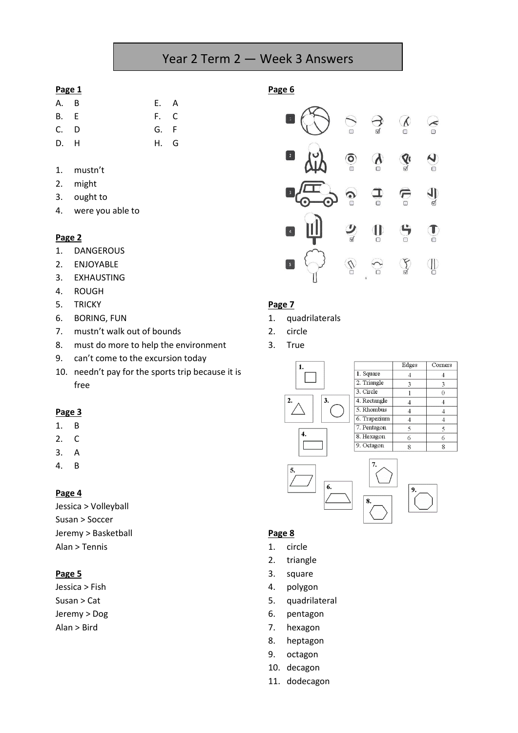# Year 2 Term 2 — Week 3 Answers

**Page 1**

A. B
B. E
C. D
D. H
E. A
F. C
G. F
H. G

1. mustn't
2. might
3. ought to
4. were you able to

**Page 2**

1. DANGEROUS
2. ENJOYABLE
3. EXHAUSTING
4. ROUGH
5. TRICKY
6. BORING, FUN
7. mustn't walk out of bounds
8. must do more to help the environment
9. can't come to the excursion today
10. needn't pay for the sports trip because it is free

**Page 3**

1. B
2. C
3. A
4. B

**Page 4**

Jessica > Volleyball
Susan > Soccer
Jeremy > Basketball
Alan > Tennis

**Page 5**

Jessica > Fish
Susan > Cat
Jeremy > Dog
Alan > Bird

**Page 6**

**Page 7**

1. quadrilaterals
2. circle
3. True

| | Edges | Corners |
|---|---|---|
| 1. Square | 4 | 4 |
| 2. Triangle | 3 | 3 |
| 3. Circle | 1 | 0 |
| 4. Rectangle | 4 | 4 |
| 5. Rhombus | 4 | 4 |
| 6. Trapezium | 4 | 4 |
| 7. Pentagon | 5 | 5 |
| 8. Hexagon | 6 | 6 |
| 9. Octagon | 8 | 8 |

**Page 8**

1. circle
2. triangle
3. square
4. polygon
5. quadrilateral
6. pentagon
7. hexagon
8. heptagon
9. octagon
10. decagon
11. dodecagon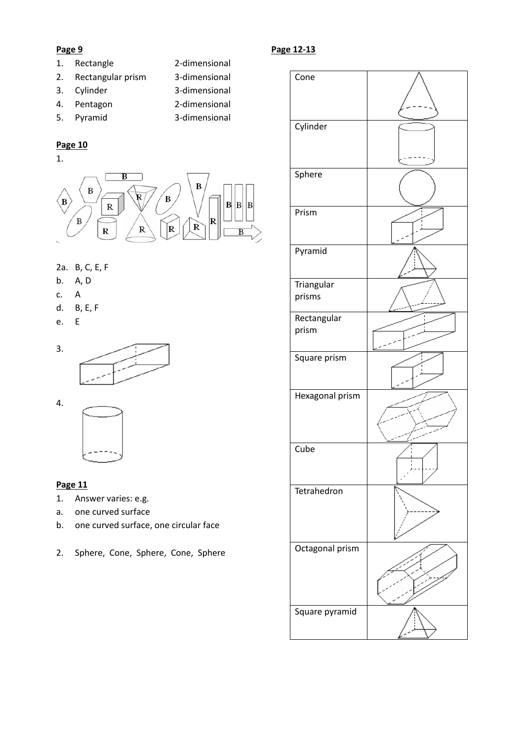**Page 9**

1. Rectangle 2-dimensional
2. Rectangular prism 3-dimensional
3. Cylinder 3-dimensional
4. Pentagon 2-dimensional
5. Pyramid 3-dimensional

**Page 10**

1.

2a. B, C, E, F

b. A, D

c. A

d. B, E, F

e. E

3.

4.

**Page 11**

1. Answer varies: e.g.

a. one curved surface

b. one curved surface, one circular face

2. Sphere, Cone, Sphere, Cone, Sphere

**Page 12-13**

| | |
|---|---|
| Cone | |
| Cylinder | |
| Sphere | |
| Prism | |
| Pyramid | |
| Triangular prisms | |
| Rectangular prism | |
| Square prism | |
| Hexagonal prism | |
| Cube | |
| Tetrahedron | |
| Octagonal prism | |
| Square pyramid | |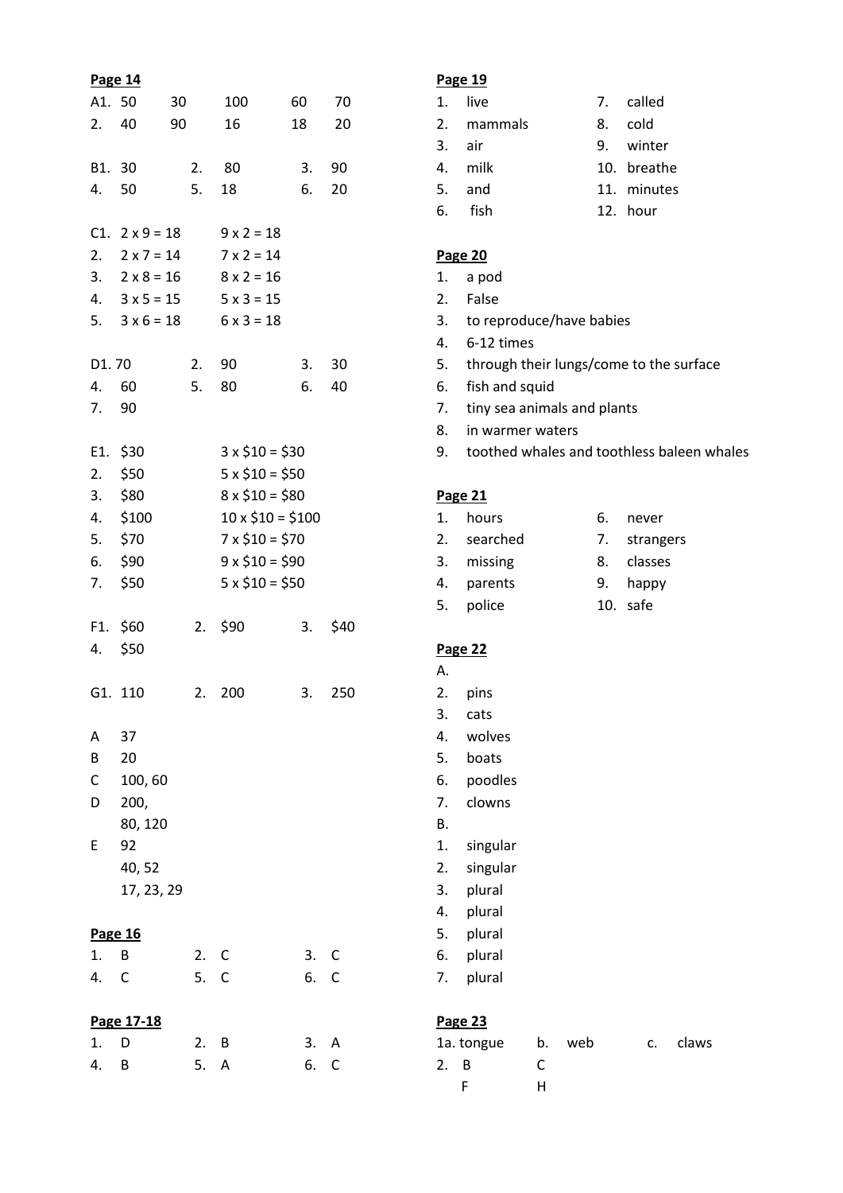**Page 14**

A1. 50 30 100 60 70

2. 40 90 16 18 20

B1. 30 2. 80 3. 90

4. 50 5. 18 6. 20

C1. 2 x 9 = 18 9 x 2 = 18

2. 2 x 7 = 14 7 x 2 = 14

3. 2 x 8 = 16 8 x 2 = 16

4. 3 x 5 = 15 5 x 3 = 15

5. 3 x 6 = 18 6 x 3 = 18

D1. 70 2. 90 3. 30

4. 60 5. 80 6. 40

7. 90

E1. $30 3 x $10 = $30

2. $50 5 x $10 = $50

3. $80 8 x $10 = $80

4. $100 10 x $10 = $100

5. $70 7 x $10 = $70

6. $90 9 x $10 = $90

7. $50 5 x $10 = $50

F1. $60 2. $90 3. $40

4. $50

G1. 110 2. 200 3. 250

A 37

B 20

C 100, 60

D 200,
80, 120

E 92
40, 52
17, 23, 29

**Page 16**

1. B 2. C 3. C

4. C 5. C 6. C

**Page 17-18**

1. D 2. B 3. A

4. B 5. A 6. C

**Page 19**

1. live 7. called

2. mammals 8. cold

3. air 9. winter

4. milk 10. breathe

5. and 11. minutes

6. fish 12. hour

**Page 20**

1. a pod
2. False
3. to reproduce/have babies
4. 6-12 times
5. through their lungs/come to the surface
6. fish and squid
7. tiny sea animals and plants
8. in warmer waters
9. toothed whales and toothless baleen whales

**Page 21**

1. hours 6. never

2. searched 7. strangers

3. missing 8. classes

4. parents 9. happy

5. police 10. safe

**Page 22**

A.

2. pins
3. cats
4. wolves
5. boats
6. poodles
7. clowns

B.

1. singular
2. singular
3. plural
4. plural
5. plural
6. plural
7. plural

**Page 23**

1a. tongue b. web c. claws

2. B C
F H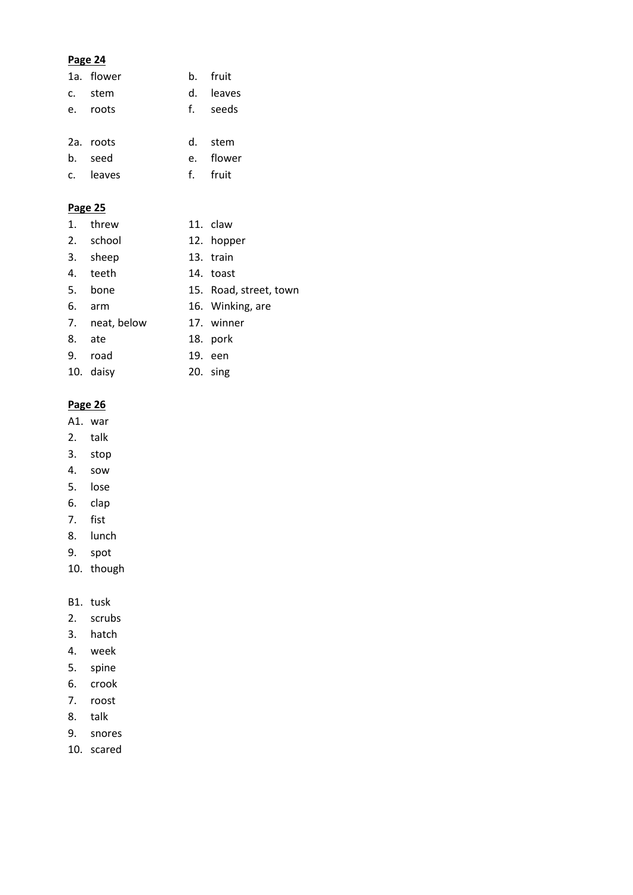**Page 24**

1a. flower
b. fruit
c. stem
d. leaves
e. roots
f. seeds

2a. roots
b. seed
c. leaves
d. stem
e. flower
f. fruit

**Page 25**

1. threw
2. school
3. sheep
4. teeth
5. bone
6. arm
7. neat, below
8. ate
9. road
10. daisy
11. claw
12. hopper
13. train
14. toast
15. Road, street, town
16. Winking, are
17. winner
18. pork
19. een
20. sing

**Page 26**

A1. war
2. talk
3. stop
4. sow
5. lose
6. clap
7. fist
8. lunch
9. spot
10. though

B1. tusk
2. scrubs
3. hatch
4. week
5. spine
6. crook
7. roost
8. talk
9. snores
10. scared